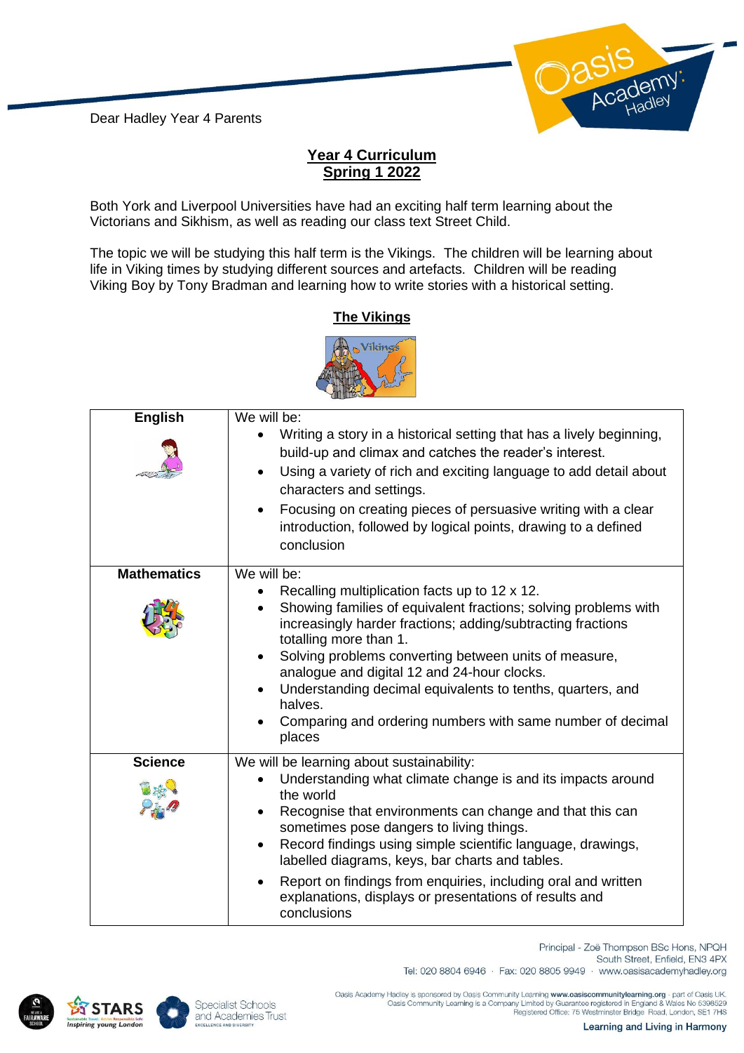Dear Hadley Year 4 Parents

## Year 4 Curriculum
## Spring 1 2022

Both York and Liverpool Universities have had an exciting half term learning about the Victorians and Sikhism, as well as reading our class text Street Child.

The topic we will be studying this half term is the Vikings. The children will be learning about life in Viking times by studying different sources and artefacts. Children will be reading Viking Boy by Tony Bradman and learning how to write stories with a historical setting.

### The Vikings

| | |
|---|---|
| **English** | We will be:<br>• Writing a story in a historical setting that has a lively beginning, build-up and climax and catches the reader's interest.<br>• Using a variety of rich and exciting language to add detail about characters and settings.<br>• Focusing on creating pieces of persuasive writing with a clear introduction, followed by logical points, drawing to a defined conclusion |
| **Mathematics** | We will be:<br>• Recalling multiplication facts up to 12 x 12.<br>• Showing families of equivalent fractions; solving problems with increasingly harder fractions; adding/subtracting fractions totalling more than 1.<br>• Solving problems converting between units of measure, analogue and digital 12 and 24-hour clocks.<br>• Understanding decimal equivalents to tenths, quarters, and halves.<br>• Comparing and ordering numbers with same number of decimal places |
| **Science** | We will be learning about sustainability:<br>• Understanding what climate change is and its impacts around the world<br>• Recognise that environments can change and that this can sometimes pose dangers to living things.<br>• Record findings using simple scientific language, drawings, labelled diagrams, keys, bar charts and tables.<br>• Report on findings from enquiries, including oral and written explanations, displays or presentations of results and conclusions |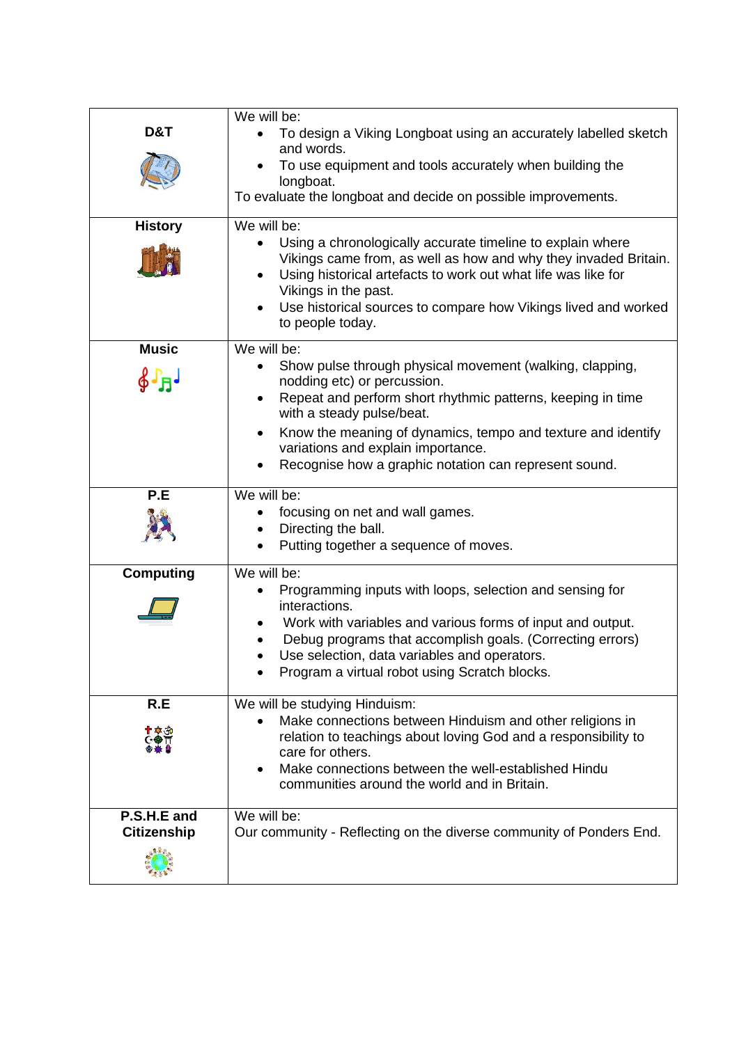| Subject | Content |
| --- | --- |
| **D&T** | We will be:<br>• To design a Viking Longboat using an accurately labelled sketch and words.<br>• To use equipment and tools accurately when building the longboat.<br>To evaluate the longboat and decide on possible improvements. |
| **History** | We will be:<br>• Using a chronologically accurate timeline to explain where Vikings came from, as well as how and why they invaded Britain.<br>• Using historical artefacts to work out what life was like for Vikings in the past.<br>• Use historical sources to compare how Vikings lived and worked to people today. |
| **Music** | We will be:<br>• Show pulse through physical movement (walking, clapping, nodding etc) or percussion.<br>• Repeat and perform short rhythmic patterns, keeping in time with a steady pulse/beat.<br>• Know the meaning of dynamics, tempo and texture and identify variations and explain importance.<br>• Recognise how a graphic notation can represent sound. |
| **P.E** | We will be:<br>• focusing on net and wall games.<br>• Directing the ball.<br>• Putting together a sequence of moves. |
| **Computing** | We will be:<br>• Programming inputs with loops, selection and sensing for interactions.<br>• Work with variables and various forms of input and output.<br>• Debug programs that accomplish goals. (Correcting errors)<br>• Use selection, data variables and operators.<br>• Program a virtual robot using Scratch blocks. |
| **R.E** | We will be studying Hinduism:<br>• Make connections between Hinduism and other religions in relation to teachings about loving God and a responsibility to care for others.<br>• Make connections between the well-established Hindu communities around the world and in Britain. |
| **P.S.H.E and Citizenship** | We will be:<br>Our community - Reflecting on the diverse community of Ponders End. |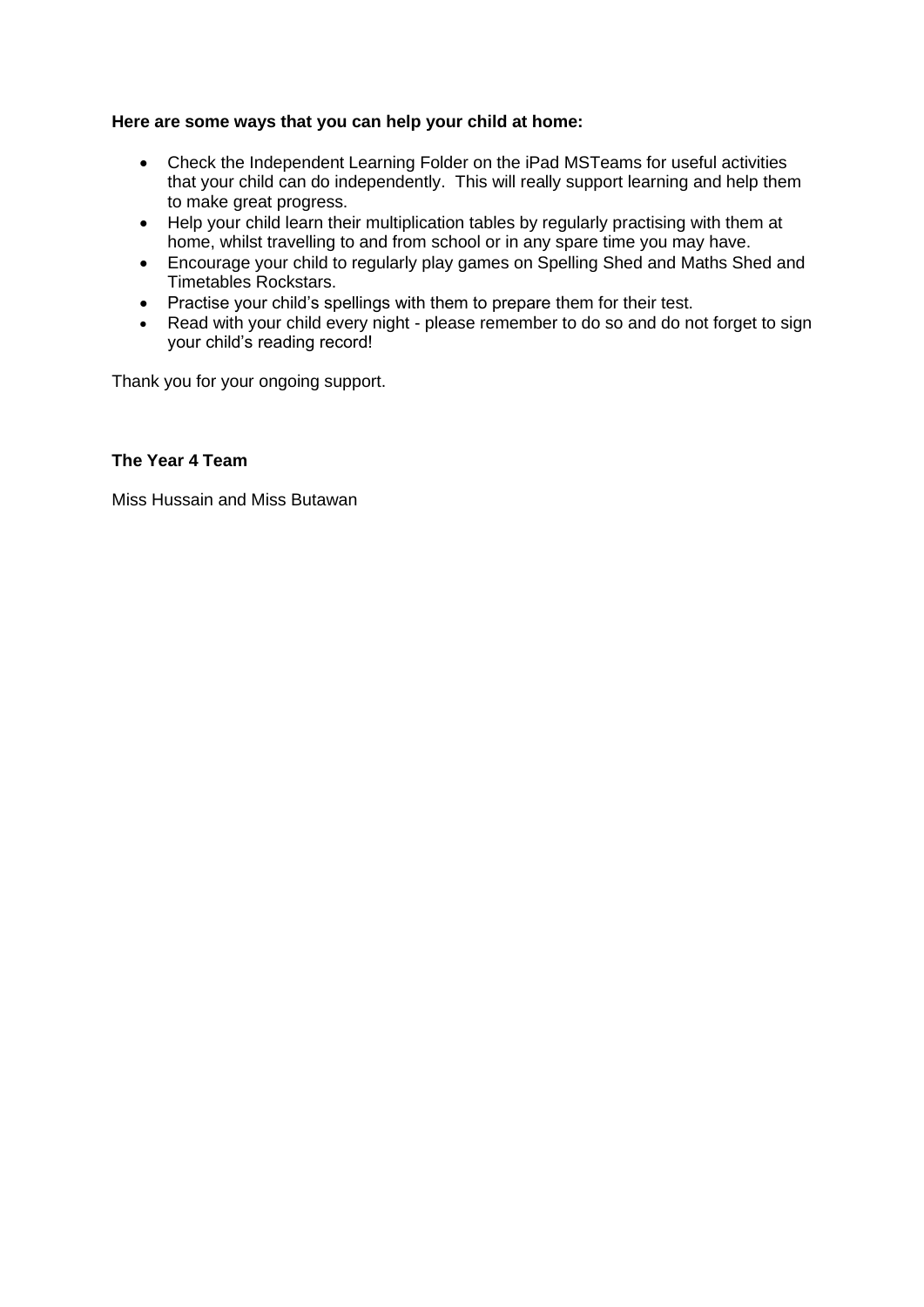**Here are some ways that you can help your child at home:**

- Check the Independent Learning Folder on the iPad MSTeams for useful activities that your child can do independently.  This will really support learning and help them to make great progress.
- Help your child learn their multiplication tables by regularly practising with them at home, whilst travelling to and from school or in any spare time you may have.
- Encourage your child to regularly play games on Spelling Shed and Maths Shed and Timetables Rockstars.
- Practise your child's spellings with them to prepare them for their test.
- Read with your child every night - please remember to do so and do not forget to sign your child's reading record!

Thank you for your ongoing support.

**The Year 4 Team**

Miss Hussain and Miss Butawan